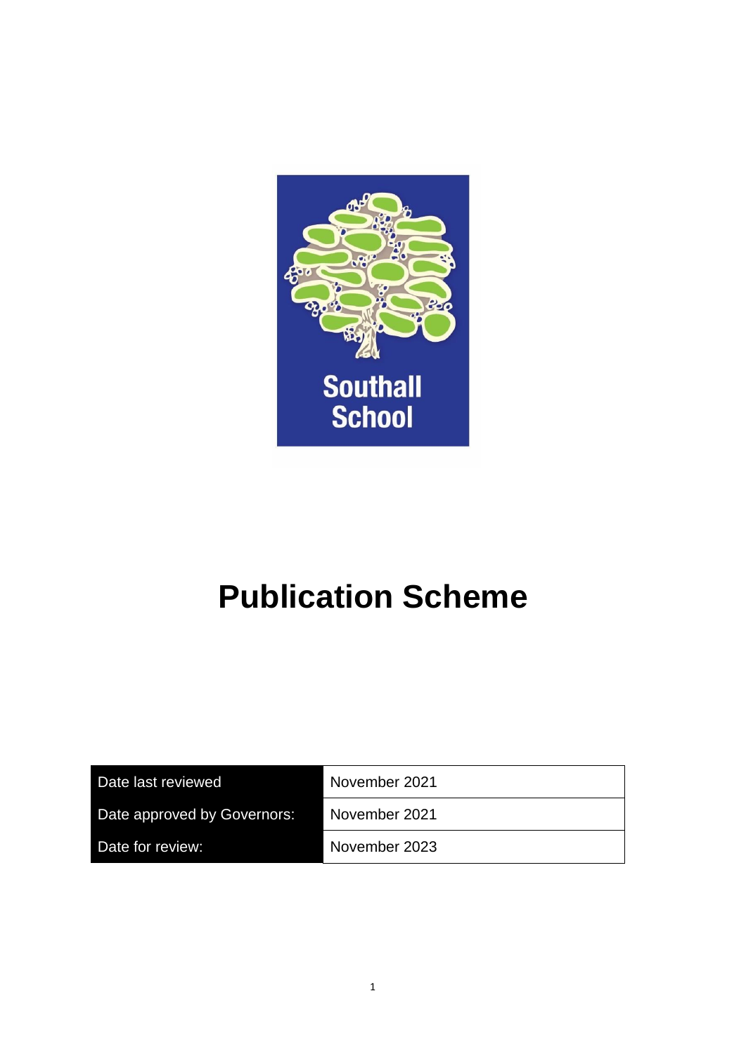Southall School

# Publication Scheme

| Date last reviewed | November 2021 |
| --- | --- |
| Date approved by Governors: | November 2021 |
| Date for review: | November 2023 |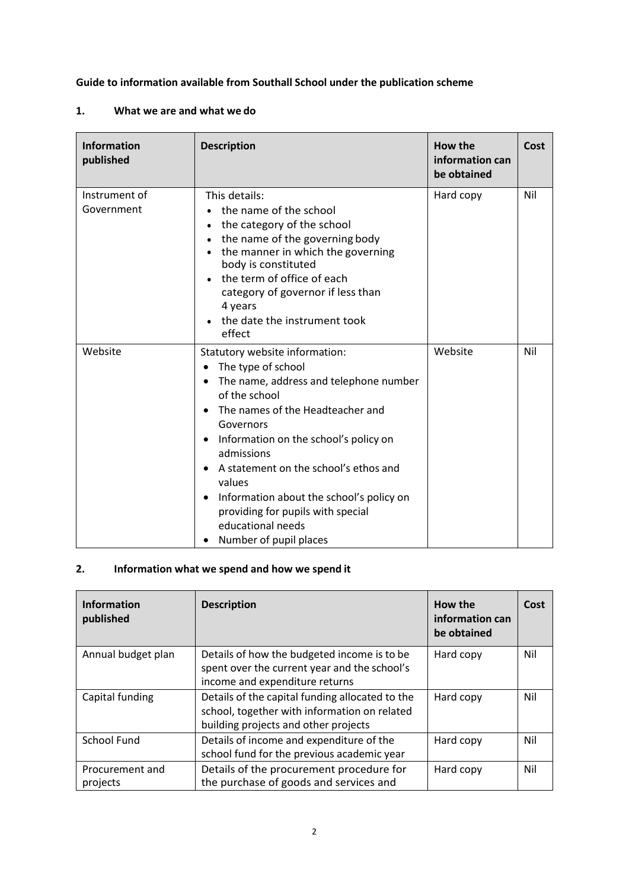**Guide to information available from Southall School under the publication scheme**

## 1. What we are and what we do

| Information published | Description | How the information can be obtained | Cost |
|---|---|---|---|
| Instrument of Government | This details:<br>• the name of the school<br>• the category of the school<br>• the name of the governing body<br>• the manner in which the governing body is constituted<br>• the term of office of each category of governor if less than 4 years<br>• the date the instrument took effect | Hard copy | Nil |
| Website | Statutory website information:<br>• The type of school<br>• The name, address and telephone number of the school<br>• The names of the Headteacher and Governors<br>• Information on the school's policy on admissions<br>• A statement on the school's ethos and values<br>• Information about the school's policy on providing for pupils with special educational needs<br>• Number of pupil places | Website | Nil |

## 2. Information what we spend and how we spend it

| Information published | Description | How the information can be obtained | Cost |
|---|---|---|---|
| Annual budget plan | Details of how the budgeted income is to be spent over the current year and the school's income and expenditure returns | Hard copy | Nil |
| Capital funding | Details of the capital funding allocated to the school, together with information on related building projects and other projects | Hard copy | Nil |
| School Fund | Details of income and expenditure of the school fund for the previous academic year | Hard copy | Nil |
| Procurement and projects | Details of the procurement procedure for the purchase of goods and services and | Hard copy | Nil |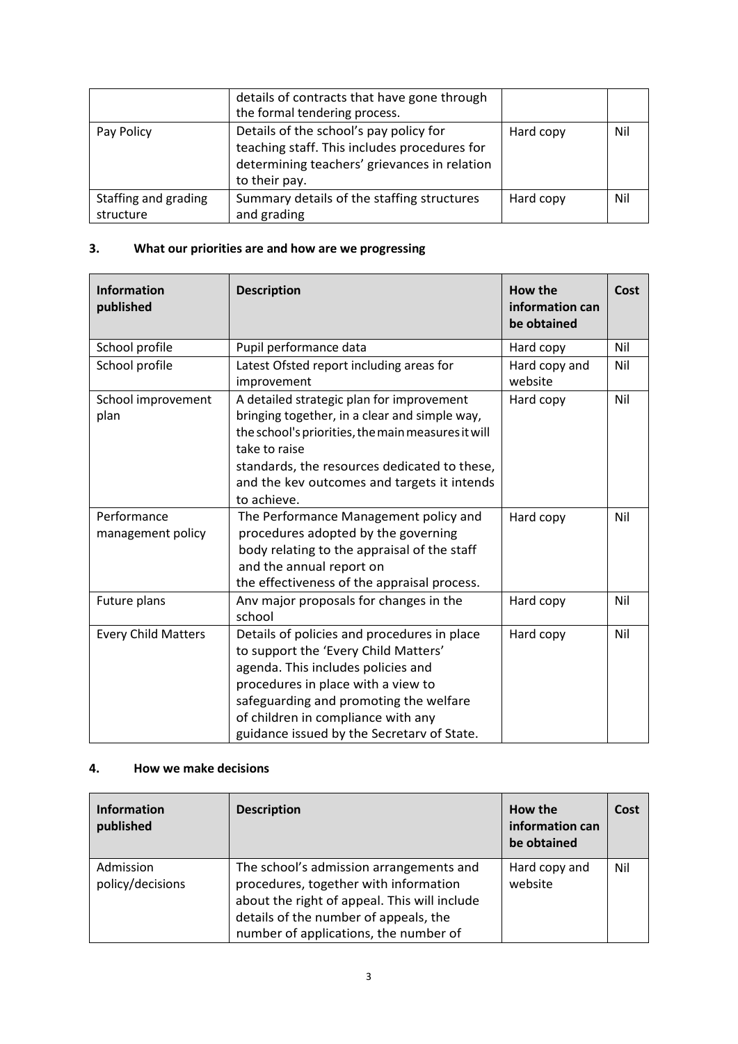| | | | |
|---|---|---|---|
| | details of contracts that have gone through the formal tendering process. | | |
| Pay Policy | Details of the school's pay policy for teaching staff. This includes procedures for determining teachers' grievances in relation to their pay. | Hard copy | Nil |
| Staffing and grading structure | Summary details of the staffing structures and grading | Hard copy | Nil |

## 3. What our priorities are and how are we progressing

| Information published | Description | How the information can be obtained | Cost |
|---|---|---|---|
| School profile | Pupil performance data | Hard copy | Nil |
| School profile | Latest Ofsted report including areas for improvement | Hard copy and website | Nil |
| School improvement plan | A detailed strategic plan for improvement bringing together, in a clear and simple way, the school's priorities, the main measures it will take to raise standards, the resources dedicated to these, and the kev outcomes and targets it intends to achieve. | Hard copy | Nil |
| Performance management policy | The Performance Management policy and procedures adopted by the governing body relating to the appraisal of the staff and the annual report on the effectiveness of the appraisal process. | Hard copy | Nil |
| Future plans | Anv major proposals for changes in the school | Hard copy | Nil |
| Every Child Matters | Details of policies and procedures in place to support the 'Every Child Matters' agenda. This includes policies and procedures in place with a view to safeguarding and promoting the welfare of children in compliance with any guidance issued by the Secretarv of State. | Hard copy | Nil |

## 4. How we make decisions

| Information published | Description | How the information can be obtained | Cost |
|---|---|---|---|
| Admission policy/decisions | The school's admission arrangements and procedures, together with information about the right of appeal. This will include details of the number of appeals, the number of applications, the number of | Hard copy and website | Nil |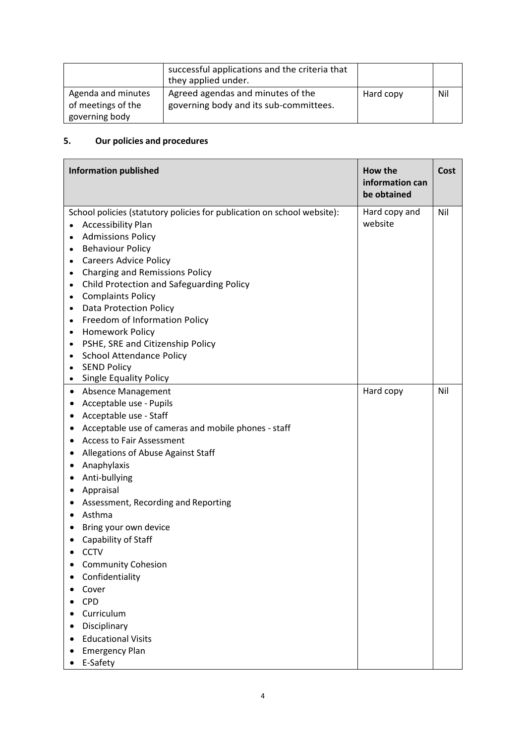| | successful applications and the criteria that they applied under. | | |
|---|---|---|---|
| Agenda and minutes of meetings of the governing body | Agreed agendas and minutes of the governing body and its sub-committees. | Hard copy | Nil |

## 5. Our policies and procedures

| Information published | How the information can be obtained | Cost |
|---|---|---|
| School policies (statutory policies for publication on school website):<br>• Accessibility Plan<br>• Admissions Policy<br>• Behaviour Policy<br>• Careers Advice Policy<br>• Charging and Remissions Policy<br>• Child Protection and Safeguarding Policy<br>• Complaints Policy<br>• Data Protection Policy<br>• Freedom of Information Policy<br>• Homework Policy<br>• PSHE, SRE and Citizenship Policy<br>• School Attendance Policy<br>• SEND Policy<br>• Single Equality Policy | Hard copy and website | Nil |
| • Absence Management<br>• Acceptable use - Pupils<br>• Acceptable use - Staff<br>• Acceptable use of cameras and mobile phones - staff<br>• Access to Fair Assessment<br>• Allegations of Abuse Against Staff<br>• Anaphylaxis<br>• Anti-bullying<br>• Appraisal<br>• Assessment, Recording and Reporting<br>• Asthma<br>• Bring your own device<br>• Capability of Staff<br>• CCTV<br>• Community Cohesion<br>• Confidentiality<br>• Cover<br>• CPD<br>• Curriculum<br>• Disciplinary<br>• Educational Visits<br>• Emergency Plan<br>• E-Safety | Hard copy | Nil |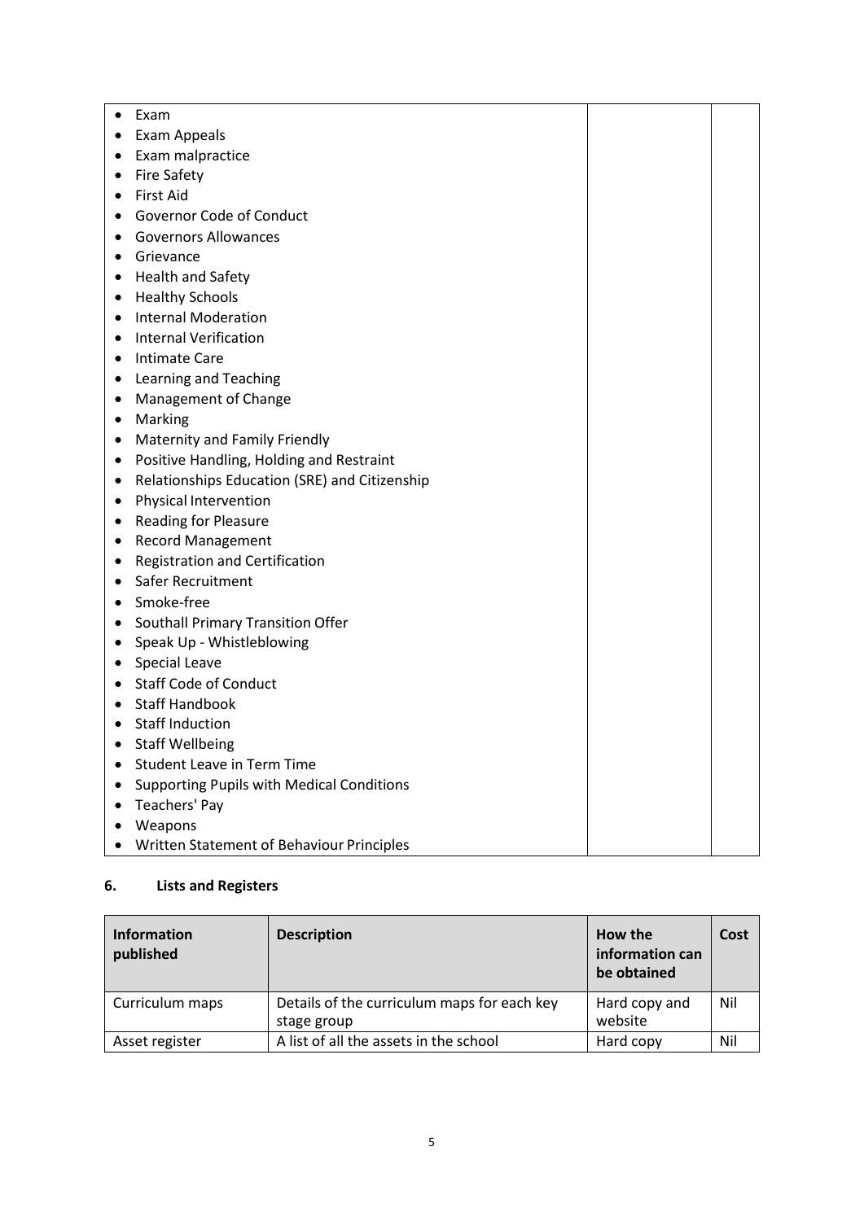| | | |
|---|---|---|
| • Exam<br>• Exam Appeals<br>• Exam malpractice<br>• Fire Safety<br>• First Aid<br>• Governor Code of Conduct<br>• Governors Allowances<br>• Grievance<br>• Health and Safety<br>• Healthy Schools<br>• Internal Moderation<br>• Internal Verification<br>• Intimate Care<br>• Learning and Teaching<br>• Management of Change<br>• Marking<br>• Maternity and Family Friendly<br>• Positive Handling, Holding and Restraint<br>• Relationships Education (SRE) and Citizenship<br>• Physical Intervention<br>• Reading for Pleasure<br>• Record Management<br>• Registration and Certification<br>• Safer Recruitment<br>• Smoke-free<br>• Southall Primary Transition Offer<br>• Speak Up - Whistleblowing<br>• Special Leave<br>• Staff Code of Conduct<br>• Staff Handbook<br>• Staff Induction<br>• Staff Wellbeing<br>• Student Leave in Term Time<br>• Supporting Pupils with Medical Conditions<br>• Teachers' Pay<br>• Weapons<br>• Written Statement of Behaviour Principles | | |

## 6. Lists and Registers

| Information published | Description | How the information can be obtained | Cost |
|---|---|---|---|
| Curriculum maps | Details of the curriculum maps for each key stage group | Hard copy and website | Nil |
| Asset register | A list of all the assets in the school | Hard copy | Nil |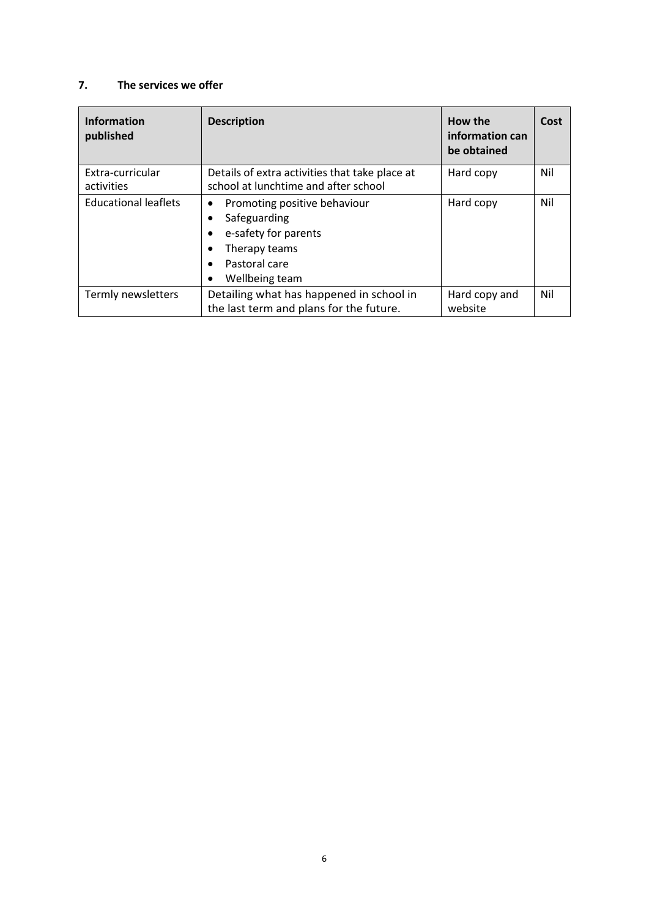## 7. The services we offer

| Information published | Description | How the information can be obtained | Cost |
|---|---|---|---|
| Extra-curricular activities | Details of extra activities that take place at school at lunchtime and after school | Hard copy | Nil |
| Educational leaflets | • Promoting positive behaviour<br>• Safeguarding<br>• e-safety for parents<br>• Therapy teams<br>• Pastoral care<br>• Wellbeing team | Hard copy | Nil |
| Termly newsletters | Detailing what has happened in school in the last term and plans for the future. | Hard copy and website | Nil |